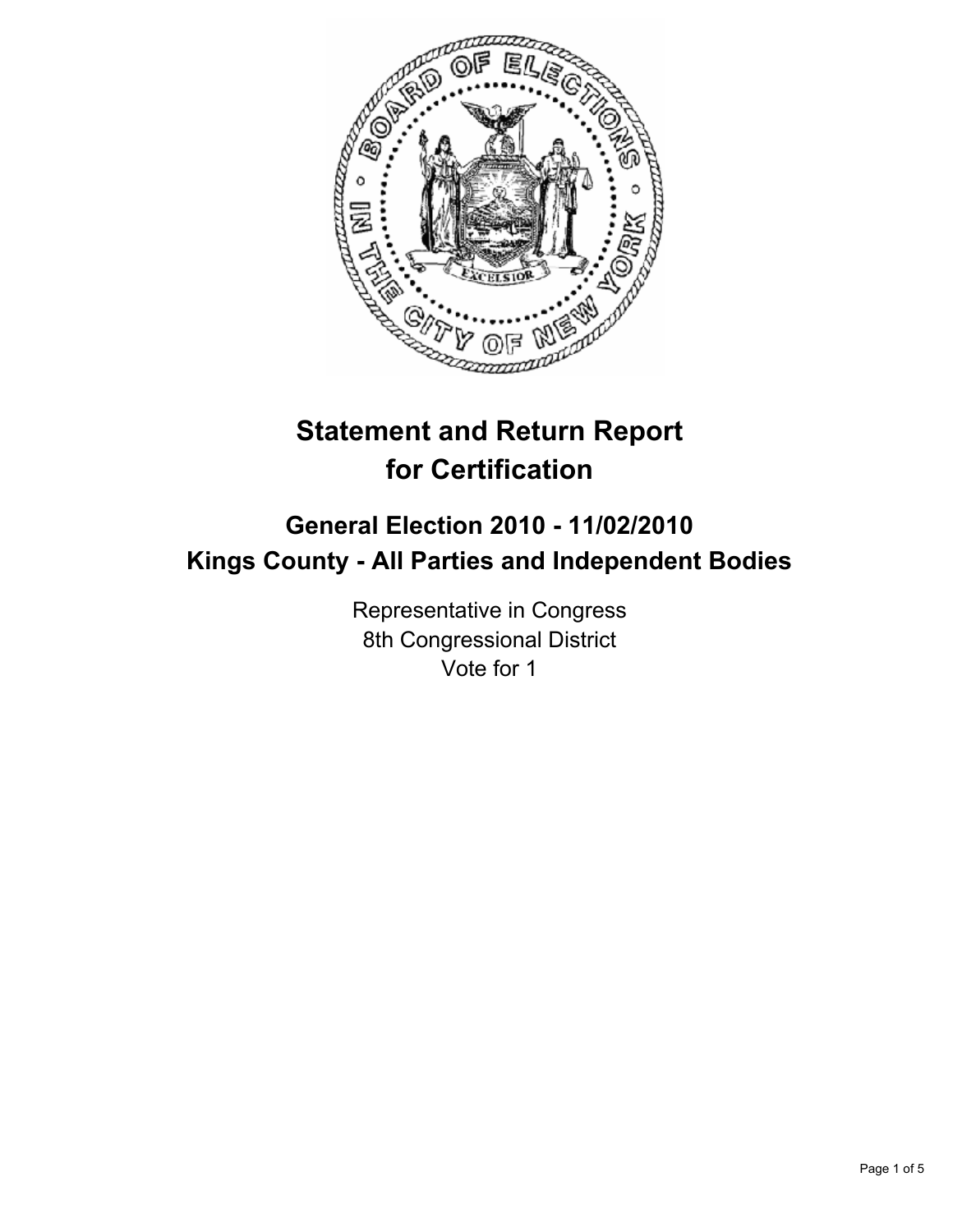# Statement and Return Report for Certification

## General Election 2010 - 11/02/2010
## Kings County - All Parties and Independent Bodies

Representative in Congress
8th Congressional District
Vote for 1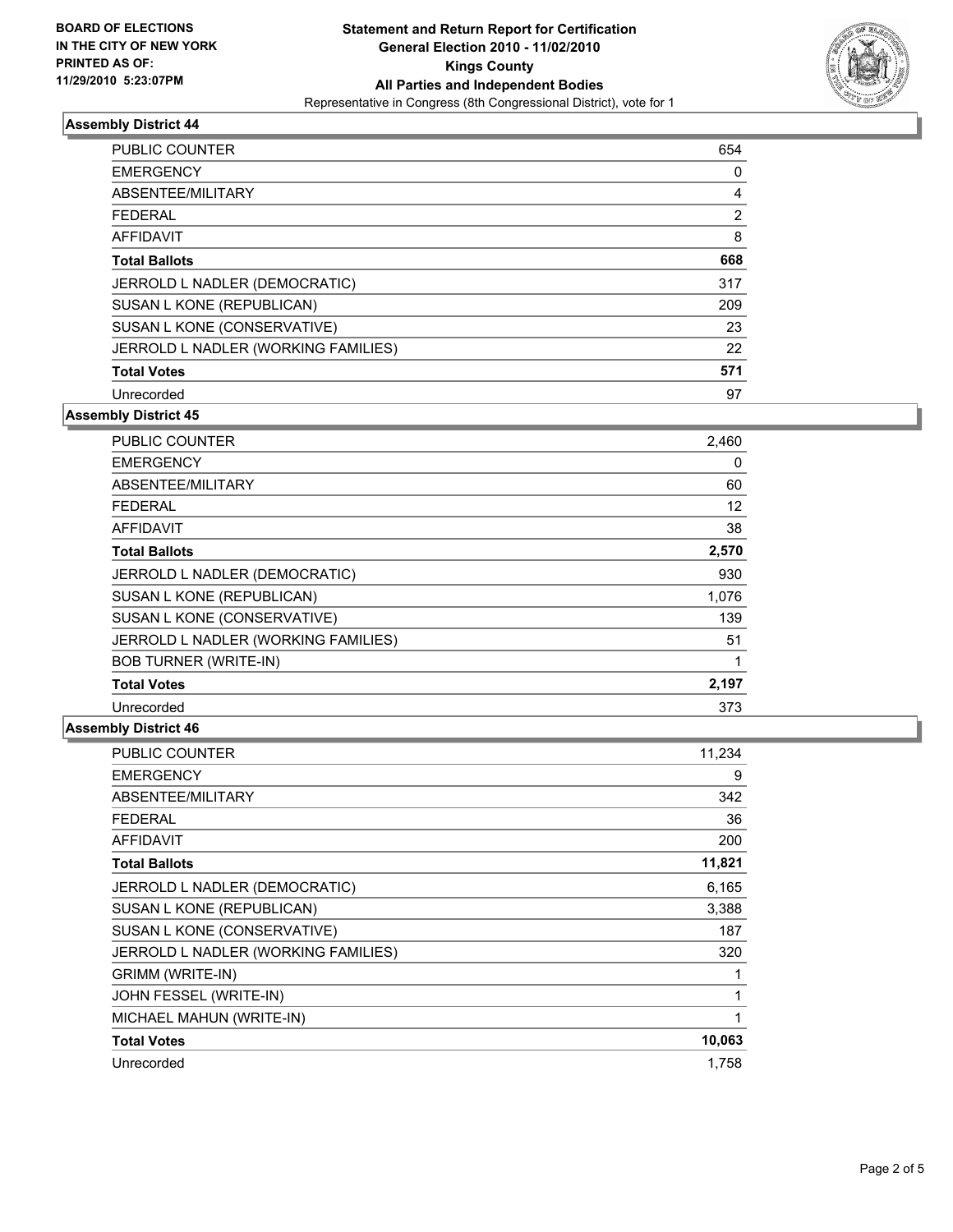BOARD OF ELECTIONS
IN THE CITY OF NEW YORK
PRINTED AS OF:
11/29/2010 5:23:07PM

**Statement and Return Report for Certification**
**General Election 2010 - 11/02/2010**
**Kings County**
**All Parties and Independent Bodies**
Representative in Congress (8th Congressional District), vote for 1

### Assembly District 44

| | |
|---|---|
| PUBLIC COUNTER | 654 |
| EMERGENCY | 0 |
| ABSENTEE/MILITARY | 4 |
| FEDERAL | 2 |
| AFFIDAVIT | 8 |
| **Total Ballots** | **668** |
| JERROLD L NADLER (DEMOCRATIC) | 317 |
| SUSAN L KONE (REPUBLICAN) | 209 |
| SUSAN L KONE (CONSERVATIVE) | 23 |
| JERROLD L NADLER (WORKING FAMILIES) | 22 |
| **Total Votes** | **571** |
| Unrecorded | 97 |

### Assembly District 45

| | |
|---|---|
| PUBLIC COUNTER | 2,460 |
| EMERGENCY | 0 |
| ABSENTEE/MILITARY | 60 |
| FEDERAL | 12 |
| AFFIDAVIT | 38 |
| **Total Ballots** | **2,570** |
| JERROLD L NADLER (DEMOCRATIC) | 930 |
| SUSAN L KONE (REPUBLICAN) | 1,076 |
| SUSAN L KONE (CONSERVATIVE) | 139 |
| JERROLD L NADLER (WORKING FAMILIES) | 51 |
| BOB TURNER (WRITE-IN) | 1 |
| **Total Votes** | **2,197** |
| Unrecorded | 373 |

### Assembly District 46

| | |
|---|---|
| PUBLIC COUNTER | 11,234 |
| EMERGENCY | 9 |
| ABSENTEE/MILITARY | 342 |
| FEDERAL | 36 |
| AFFIDAVIT | 200 |
| **Total Ballots** | **11,821** |
| JERROLD L NADLER (DEMOCRATIC) | 6,165 |
| SUSAN L KONE (REPUBLICAN) | 3,388 |
| SUSAN L KONE (CONSERVATIVE) | 187 |
| JERROLD L NADLER (WORKING FAMILIES) | 320 |
| GRIMM (WRITE-IN) | 1 |
| JOHN FESSEL (WRITE-IN) | 1 |
| MICHAEL MAHUN (WRITE-IN) | 1 |
| **Total Votes** | **10,063** |
| Unrecorded | 1,758 |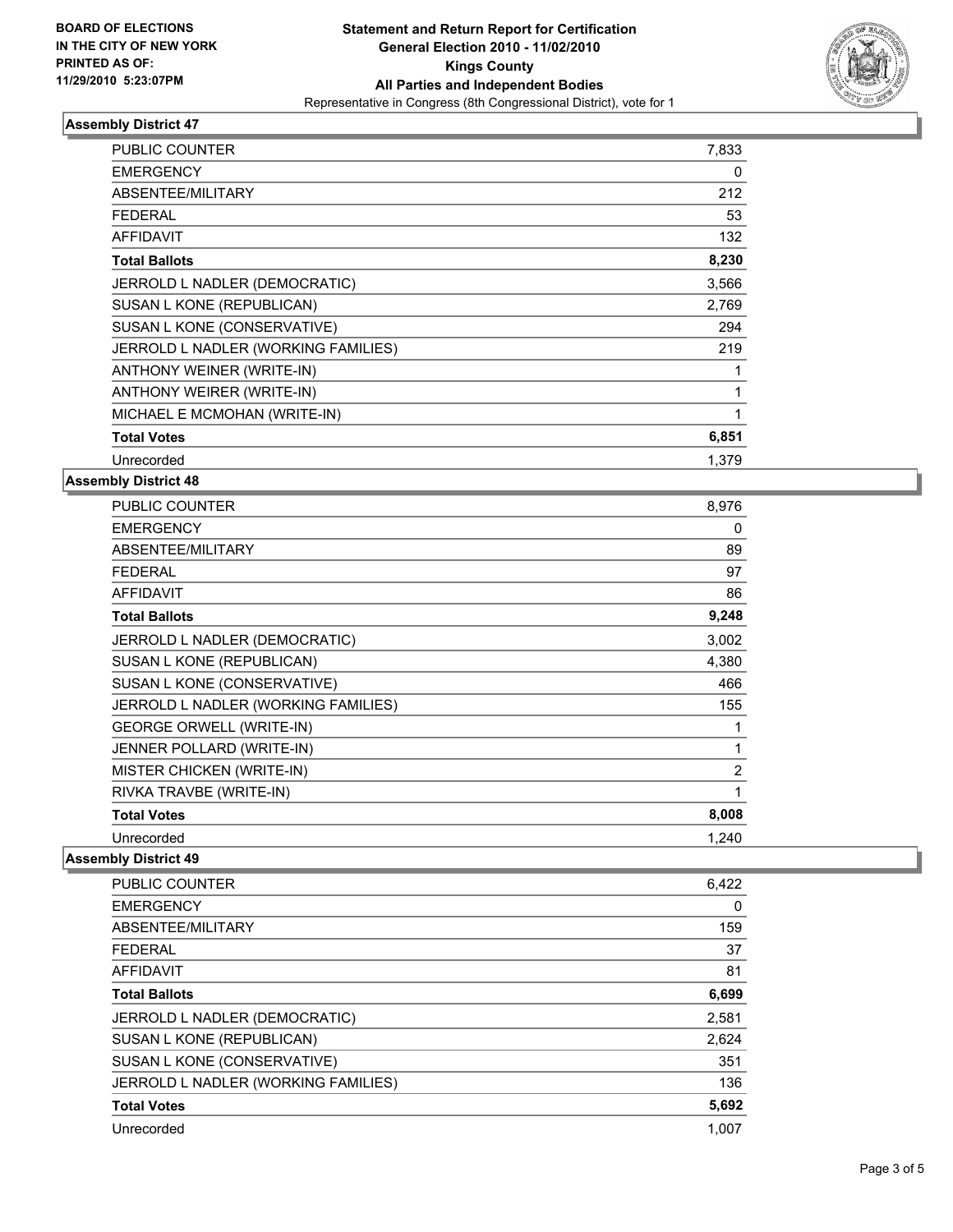BOARD OF ELECTIONS
IN THE CITY OF NEW YORK
PRINTED AS OF:
11/29/2010 5:23:07PM

**Statement and Return Report for Certification**
**General Election 2010 - 11/02/2010**
**Kings County**
**All Parties and Independent Bodies**
Representative in Congress (8th Congressional District), vote for 1

### Assembly District 47

| | |
|---|---|
| PUBLIC COUNTER | 7,833 |
| EMERGENCY | 0 |
| ABSENTEE/MILITARY | 212 |
| FEDERAL | 53 |
| AFFIDAVIT | 132 |
| **Total Ballots** | **8,230** |
| JERROLD L NADLER (DEMOCRATIC) | 3,566 |
| SUSAN L KONE (REPUBLICAN) | 2,769 |
| SUSAN L KONE (CONSERVATIVE) | 294 |
| JERROLD L NADLER (WORKING FAMILIES) | 219 |
| ANTHONY WEINER (WRITE-IN) | 1 |
| ANTHONY WEIRER (WRITE-IN) | 1 |
| MICHAEL E MCMOHAN (WRITE-IN) | 1 |
| **Total Votes** | **6,851** |
| Unrecorded | 1,379 |

### Assembly District 48

| | |
|---|---|
| PUBLIC COUNTER | 8,976 |
| EMERGENCY | 0 |
| ABSENTEE/MILITARY | 89 |
| FEDERAL | 97 |
| AFFIDAVIT | 86 |
| **Total Ballots** | **9,248** |
| JERROLD L NADLER (DEMOCRATIC) | 3,002 |
| SUSAN L KONE (REPUBLICAN) | 4,380 |
| SUSAN L KONE (CONSERVATIVE) | 466 |
| JERROLD L NADLER (WORKING FAMILIES) | 155 |
| GEORGE ORWELL (WRITE-IN) | 1 |
| JENNER POLLARD (WRITE-IN) | 1 |
| MISTER CHICKEN (WRITE-IN) | 2 |
| RIVKA TRAVBE (WRITE-IN) | 1 |
| **Total Votes** | **8,008** |
| Unrecorded | 1,240 |

### Assembly District 49

| | |
|---|---|
| PUBLIC COUNTER | 6,422 |
| EMERGENCY | 0 |
| ABSENTEE/MILITARY | 159 |
| FEDERAL | 37 |
| AFFIDAVIT | 81 |
| **Total Ballots** | **6,699** |
| JERROLD L NADLER (DEMOCRATIC) | 2,581 |
| SUSAN L KONE (REPUBLICAN) | 2,624 |
| SUSAN L KONE (CONSERVATIVE) | 351 |
| JERROLD L NADLER (WORKING FAMILIES) | 136 |
| **Total Votes** | **5,692** |
| Unrecorded | 1,007 |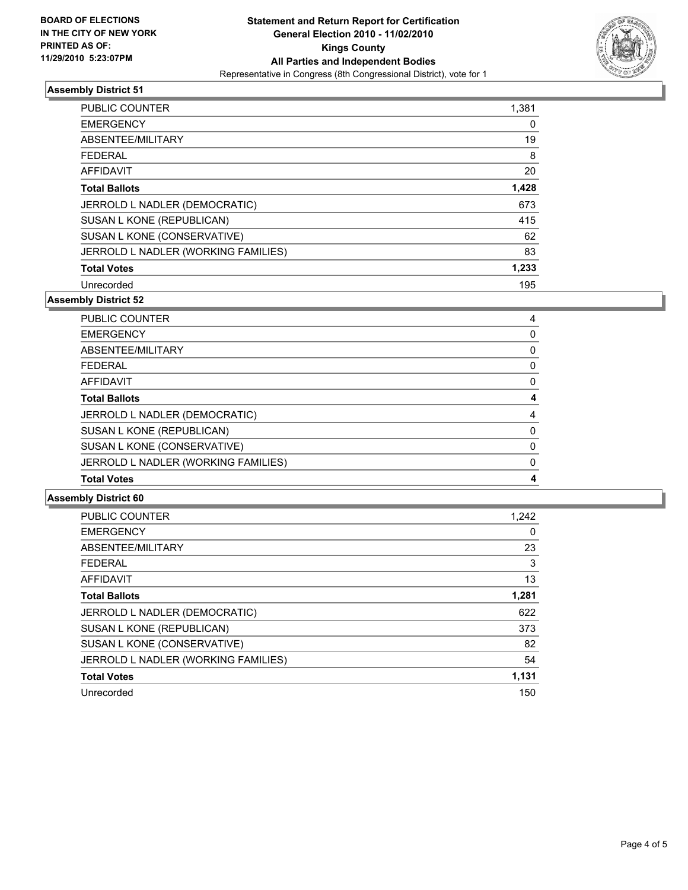**BOARD OF ELECTIONS IN THE CITY OF NEW YORK PRINTED AS OF: 11/29/2010 5:23:07PM**

# Statement and Return Report for Certification
## General Election 2010 - 11/02/2010
## Kings County
## All Parties and Independent Bodies
Representative in Congress (8th Congressional District), vote for 1

### Assembly District 51

| | |
|---|---|
| PUBLIC COUNTER | 1,381 |
| EMERGENCY | 0 |
| ABSENTEE/MILITARY | 19 |
| FEDERAL | 8 |
| AFFIDAVIT | 20 |
| **Total Ballots** | **1,428** |
| JERROLD L NADLER (DEMOCRATIC) | 673 |
| SUSAN L KONE (REPUBLICAN) | 415 |
| SUSAN L KONE (CONSERVATIVE) | 62 |
| JERROLD L NADLER (WORKING FAMILIES) | 83 |
| **Total Votes** | **1,233** |
| Unrecorded | 195 |

### Assembly District 52

| | |
|---|---|
| PUBLIC COUNTER | 4 |
| EMERGENCY | 0 |
| ABSENTEE/MILITARY | 0 |
| FEDERAL | 0 |
| AFFIDAVIT | 0 |
| **Total Ballots** | **4** |
| JERROLD L NADLER (DEMOCRATIC) | 4 |
| SUSAN L KONE (REPUBLICAN) | 0 |
| SUSAN L KONE (CONSERVATIVE) | 0 |
| JERROLD L NADLER (WORKING FAMILIES) | 0 |
| **Total Votes** | **4** |

### Assembly District 60

| | |
|---|---|
| PUBLIC COUNTER | 1,242 |
| EMERGENCY | 0 |
| ABSENTEE/MILITARY | 23 |
| FEDERAL | 3 |
| AFFIDAVIT | 13 |
| **Total Ballots** | **1,281** |
| JERROLD L NADLER (DEMOCRATIC) | 622 |
| SUSAN L KONE (REPUBLICAN) | 373 |
| SUSAN L KONE (CONSERVATIVE) | 82 |
| JERROLD L NADLER (WORKING FAMILIES) | 54 |
| **Total Votes** | **1,131** |
| Unrecorded | 150 |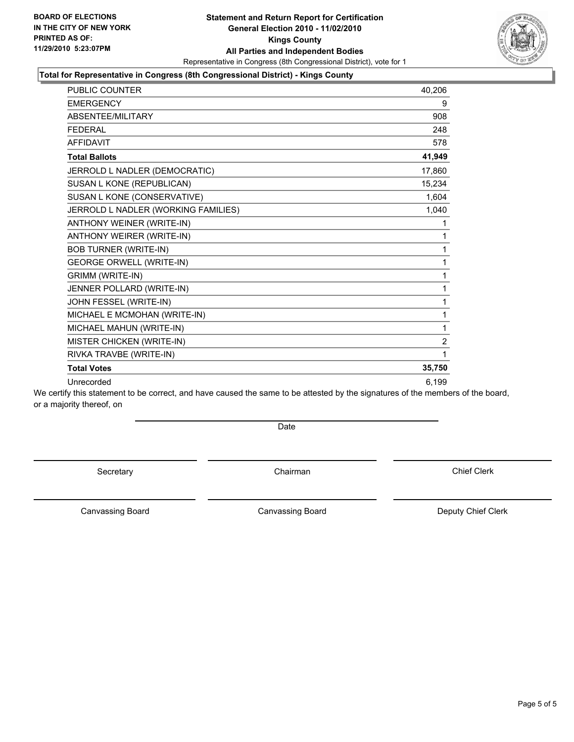**BOARD OF ELECTIONS IN THE CITY OF NEW YORK PRINTED AS OF: 11/29/2010 5:23:07PM**

**Statement and Return Report for Certification**
**General Election 2010 - 11/02/2010**
**Kings County**
**All Parties and Independent Bodies**
Representative in Congress (8th Congressional District), vote for 1

**Total for Representative in Congress (8th Congressional District) - Kings County**

| | |
|---|---|
| PUBLIC COUNTER | 40,206 |
| EMERGENCY | 9 |
| ABSENTEE/MILITARY | 908 |
| FEDERAL | 248 |
| AFFIDAVIT | 578 |
| **Total Ballots** | **41,949** |
| JERROLD L NADLER (DEMOCRATIC) | 17,860 |
| SUSAN L KONE (REPUBLICAN) | 15,234 |
| SUSAN L KONE (CONSERVATIVE) | 1,604 |
| JERROLD L NADLER (WORKING FAMILIES) | 1,040 |
| ANTHONY WEINER (WRITE-IN) | 1 |
| ANTHONY WEIRER (WRITE-IN) | 1 |
| BOB TURNER (WRITE-IN) | 1 |
| GEORGE ORWELL (WRITE-IN) | 1 |
| GRIMM (WRITE-IN) | 1 |
| JENNER POLLARD (WRITE-IN) | 1 |
| JOHN FESSEL (WRITE-IN) | 1 |
| MICHAEL E MCMOHAN (WRITE-IN) | 1 |
| MICHAEL MAHUN (WRITE-IN) | 1 |
| MISTER CHICKEN (WRITE-IN) | 2 |
| RIVKA TRAVBE (WRITE-IN) | 1 |
| **Total Votes** | **35,750** |
| Unrecorded | 6,199 |

We certify this statement to be correct, and have caused the same to be attested by the signatures of the members of the board, or a majority thereof, on

Date

Secretary | Chairman | Chief Clerk

Canvassing Board | Canvassing Board | Deputy Chief Clerk